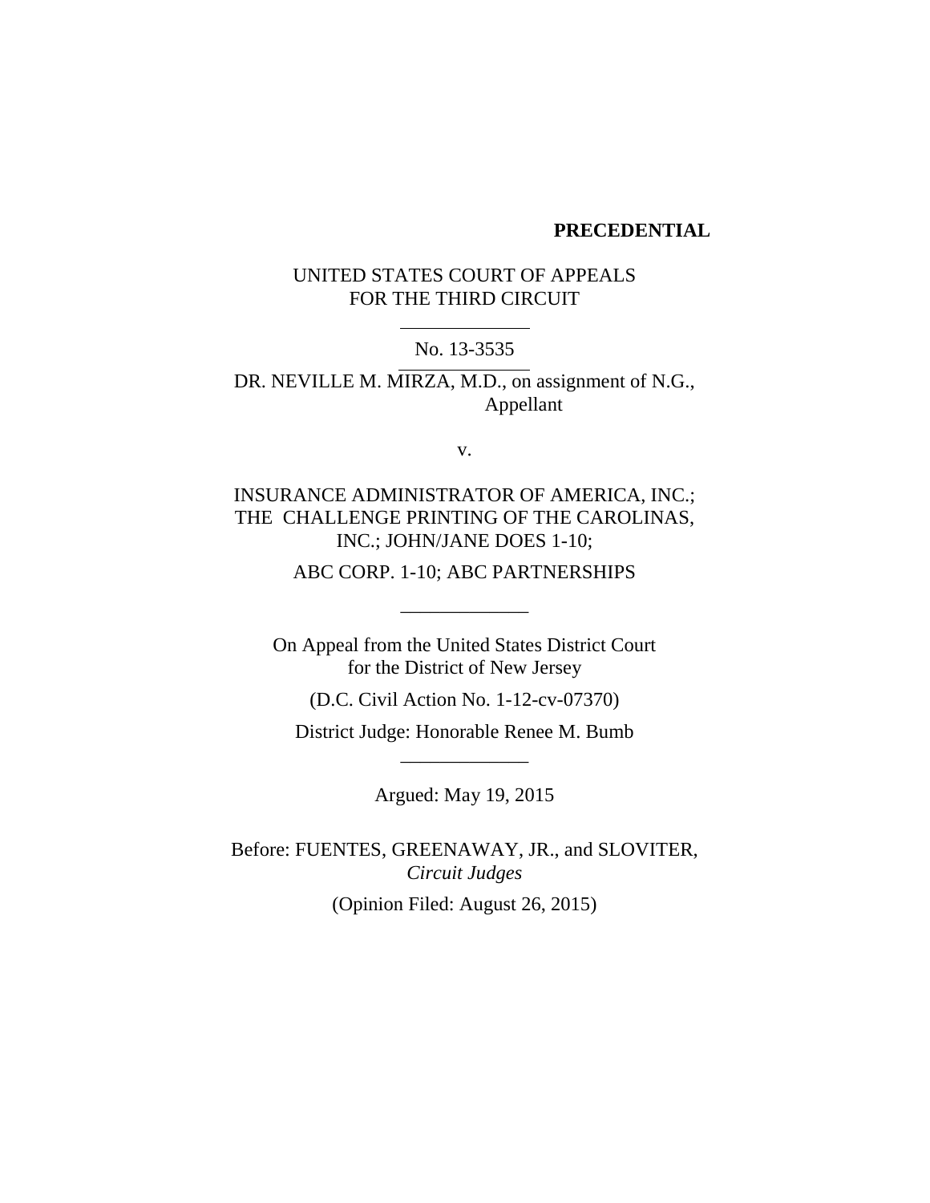**PRECEDENTIAL**

UNITED STATES COURT OF APPEALS
FOR THE THIRD CIRCUIT

---

No. 13-3535

---

DR. NEVILLE M. MIRZA, M.D., on assignment of N.G.,
Appellant

v.

INSURANCE ADMINISTRATOR OF AMERICA, INC.;
THE CHALLENGE PRINTING OF THE CAROLINAS,
INC.; JOHN/JANE DOES 1-10;

ABC CORP. 1-10; ABC PARTNERSHIPS

---

On Appeal from the United States District Court
for the District of New Jersey

(D.C. Civil Action No. 1-12-cv-07370)

District Judge: Honorable Renee M. Bumb

---

Argued: May 19, 2015

Before: FUENTES, GREENAWAY, JR., and SLOVITER,
*Circuit Judges*

(Opinion Filed: August 26, 2015)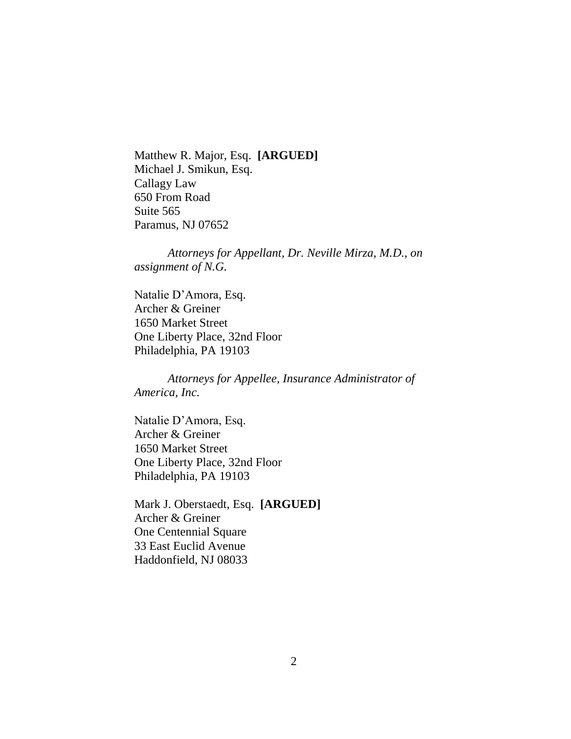Matthew R. Major, Esq. **[ARGUED]**
Michael J. Smikun, Esq.
Callagy Law
650 From Road
Suite 565
Paramus, NJ 07652

*Attorneys for Appellant, Dr. Neville Mirza, M.D., on assignment of N.G.*

Natalie D'Amora, Esq.
Archer & Greiner
1650 Market Street
One Liberty Place, 32nd Floor
Philadelphia, PA 19103

*Attorneys for Appellee, Insurance Administrator of America, Inc.*

Natalie D'Amora, Esq.
Archer & Greiner
1650 Market Street
One Liberty Place, 32nd Floor
Philadelphia, PA 19103

Mark J. Oberstaedt, Esq. **[ARGUED]**
Archer & Greiner
One Centennial Square
33 East Euclid Avenue
Haddonfield, NJ 08033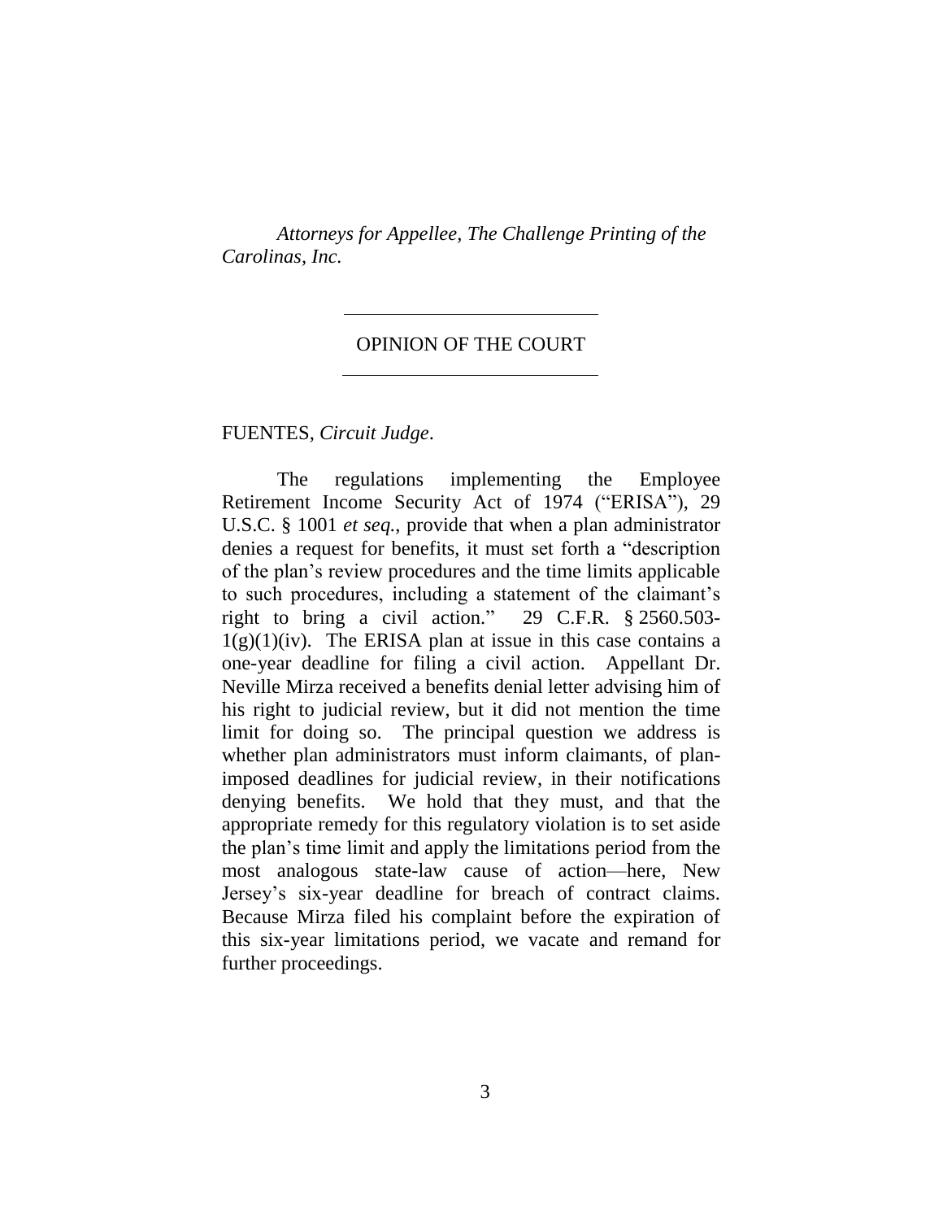*Attorneys for Appellee, The Challenge Printing of the Carolinas, Inc.*

---

OPINION OF THE COURT

---

FUENTES, *Circuit Judge*.

The regulations implementing the Employee Retirement Income Security Act of 1974 ("ERISA"), 29 U.S.C. § 1001 *et seq.*, provide that when a plan administrator denies a request for benefits, it must set forth a "description of the plan's review procedures and the time limits applicable to such procedures, including a statement of the claimant's right to bring a civil action." 29 C.F.R. § 2560.503-1(g)(1)(iv). The ERISA plan at issue in this case contains a one-year deadline for filing a civil action. Appellant Dr. Neville Mirza received a benefits denial letter advising him of his right to judicial review, but it did not mention the time limit for doing so. The principal question we address is whether plan administrators must inform claimants, of plan-imposed deadlines for judicial review, in their notifications denying benefits. We hold that they must, and that the appropriate remedy for this regulatory violation is to set aside the plan's time limit and apply the limitations period from the most analogous state-law cause of action—here, New Jersey's six-year deadline for breach of contract claims. Because Mirza filed his complaint before the expiration of this six-year limitations period, we vacate and remand for further proceedings.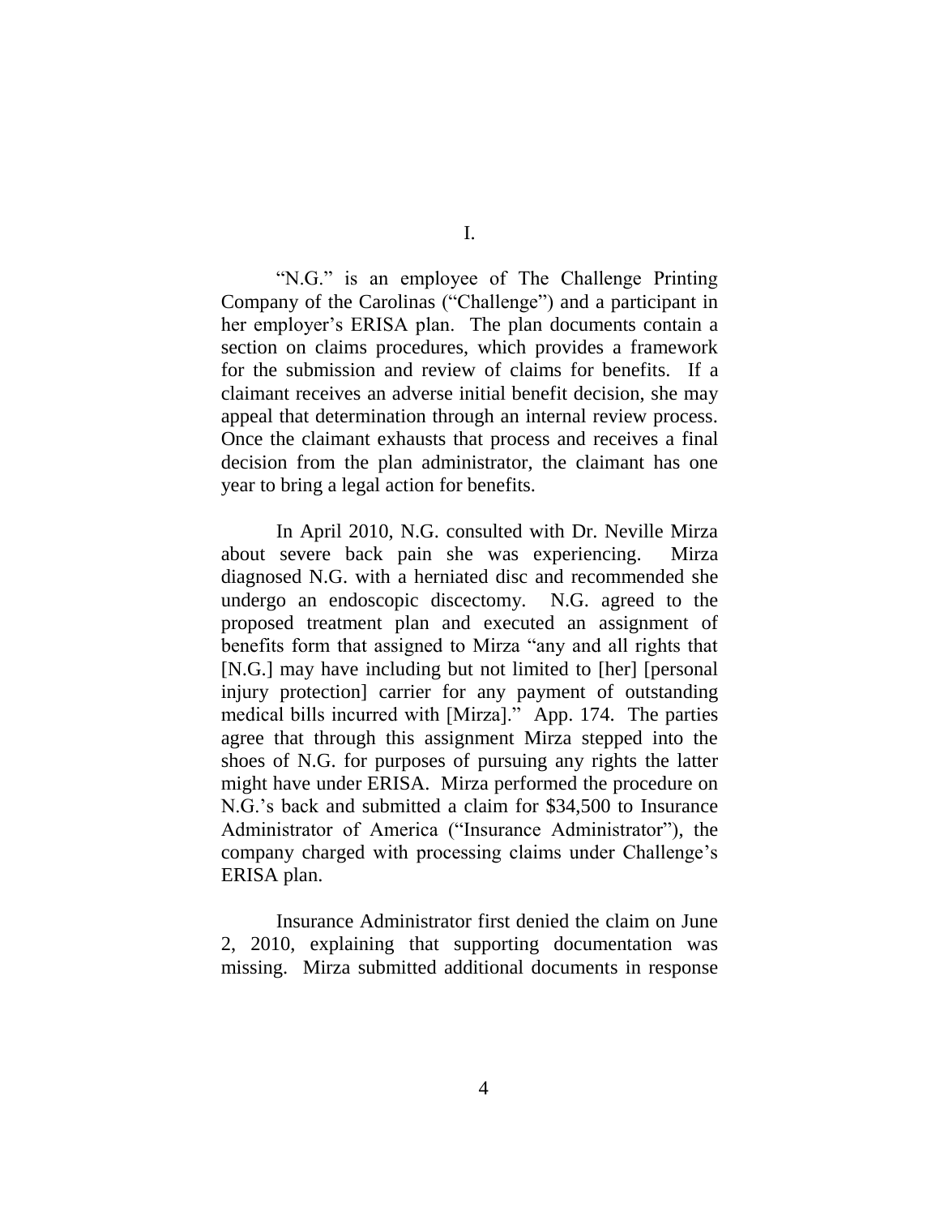# I.

"N.G." is an employee of The Challenge Printing Company of the Carolinas ("Challenge") and a participant in her employer's ERISA plan. The plan documents contain a section on claims procedures, which provides a framework for the submission and review of claims for benefits. If a claimant receives an adverse initial benefit decision, she may appeal that determination through an internal review process. Once the claimant exhausts that process and receives a final decision from the plan administrator, the claimant has one year to bring a legal action for benefits.

In April 2010, N.G. consulted with Dr. Neville Mirza about severe back pain she was experiencing. Mirza diagnosed N.G. with a herniated disc and recommended she undergo an endoscopic discectomy. N.G. agreed to the proposed treatment plan and executed an assignment of benefits form that assigned to Mirza "any and all rights that [N.G.] may have including but not limited to [her] [personal injury protection] carrier for any payment of outstanding medical bills incurred with [Mirza]." App. 174. The parties agree that through this assignment Mirza stepped into the shoes of N.G. for purposes of pursuing any rights the latter might have under ERISA. Mirza performed the procedure on N.G.'s back and submitted a claim for $34,500 to Insurance Administrator of America ("Insurance Administrator"), the company charged with processing claims under Challenge's ERISA plan.

Insurance Administrator first denied the claim on June 2, 2010, explaining that supporting documentation was missing. Mirza submitted additional documents in response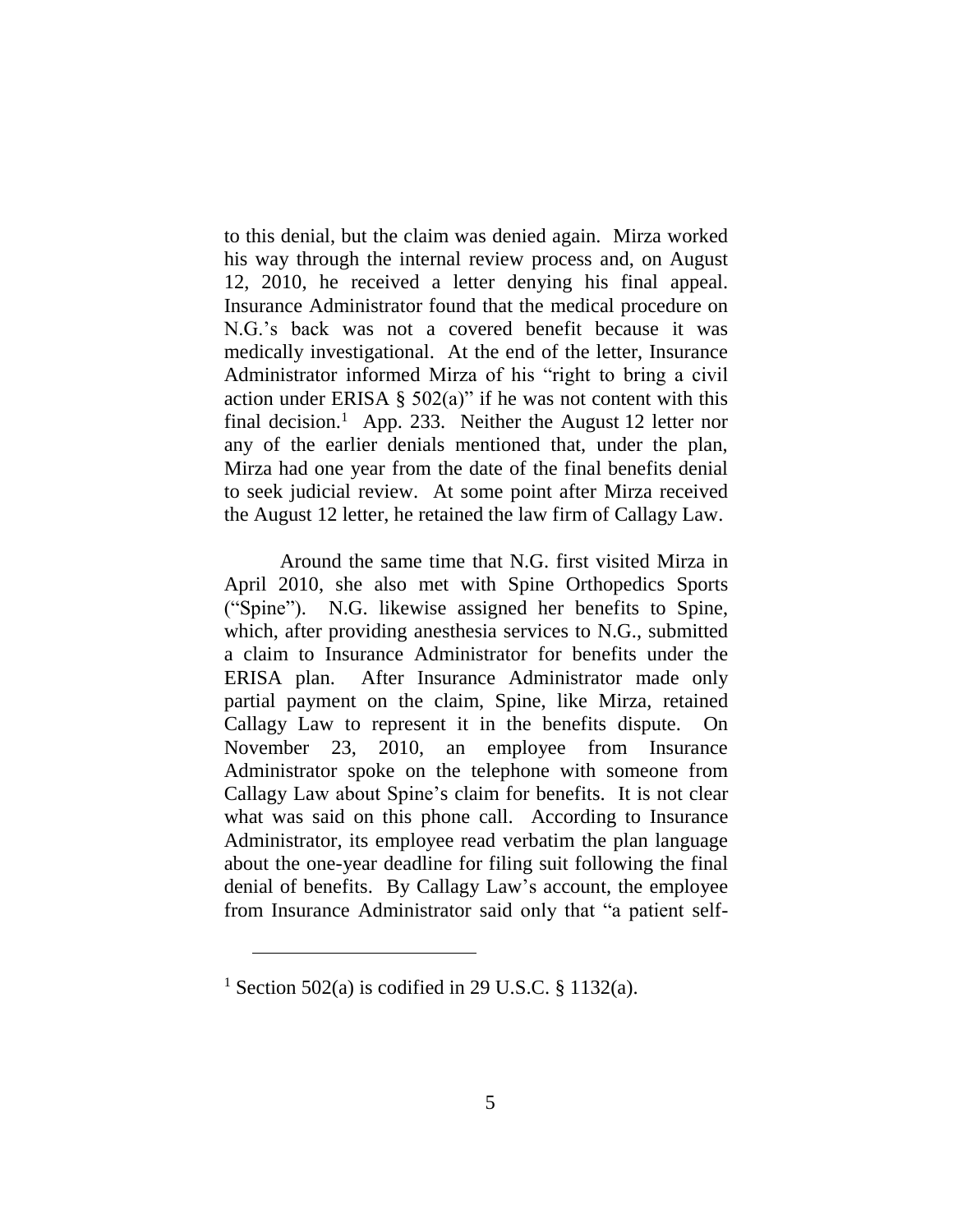to this denial, but the claim was denied again. Mirza worked his way through the internal review process and, on August 12, 2010, he received a letter denying his final appeal. Insurance Administrator found that the medical procedure on N.G.'s back was not a covered benefit because it was medically investigational. At the end of the letter, Insurance Administrator informed Mirza of his "right to bring a civil action under ERISA § 502(a)" if he was not content with this final decision.[1] App. 233. Neither the August 12 letter nor any of the earlier denials mentioned that, under the plan, Mirza had one year from the date of the final benefits denial to seek judicial review. At some point after Mirza received the August 12 letter, he retained the law firm of Callagy Law.

Around the same time that N.G. first visited Mirza in April 2010, she also met with Spine Orthopedics Sports ("Spine"). N.G. likewise assigned her benefits to Spine, which, after providing anesthesia services to N.G., submitted a claim to Insurance Administrator for benefits under the ERISA plan. After Insurance Administrator made only partial payment on the claim, Spine, like Mirza, retained Callagy Law to represent it in the benefits dispute. On November 23, 2010, an employee from Insurance Administrator spoke on the telephone with someone from Callagy Law about Spine's claim for benefits. It is not clear what was said on this phone call. According to Insurance Administrator, its employee read verbatim the plan language about the one-year deadline for filing suit following the final denial of benefits. By Callagy Law's account, the employee from Insurance Administrator said only that "a patient self-

---

[1] Section 502(a) is codified in 29 U.S.C. § 1132(a).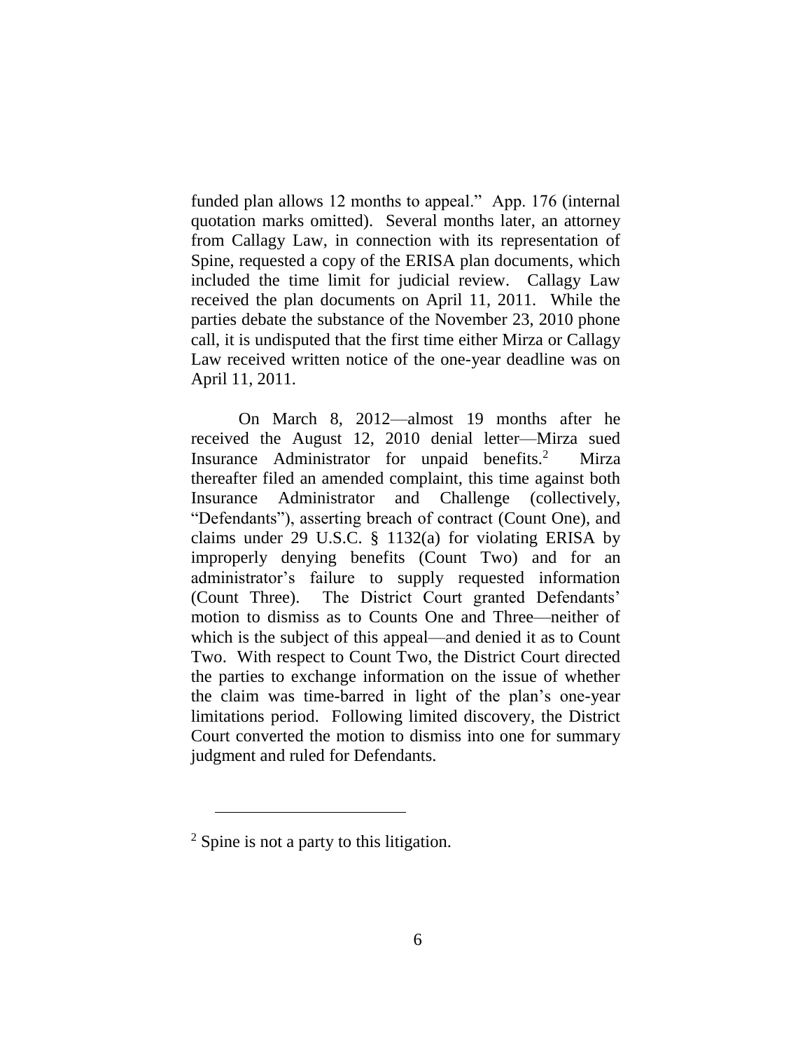funded plan allows 12 months to appeal." App. 176 (internal quotation marks omitted). Several months later, an attorney from Callagy Law, in connection with its representation of Spine, requested a copy of the ERISA plan documents, which included the time limit for judicial review. Callagy Law received the plan documents on April 11, 2011. While the parties debate the substance of the November 23, 2010 phone call, it is undisputed that the first time either Mirza or Callagy Law received written notice of the one-year deadline was on April 11, 2011.

On March 8, 2012—almost 19 months after he received the August 12, 2010 denial letter—Mirza sued Insurance Administrator for unpaid benefits.[2] Mirza thereafter filed an amended complaint, this time against both Insurance Administrator and Challenge (collectively, "Defendants"), asserting breach of contract (Count One), and claims under 29 U.S.C. § 1132(a) for violating ERISA by improperly denying benefits (Count Two) and for an administrator's failure to supply requested information (Count Three). The District Court granted Defendants' motion to dismiss as to Counts One and Three—neither of which is the subject of this appeal—and denied it as to Count Two. With respect to Count Two, the District Court directed the parties to exchange information on the issue of whether the claim was time-barred in light of the plan's one-year limitations period. Following limited discovery, the District Court converted the motion to dismiss into one for summary judgment and ruled for Defendants.

[2] Spine is not a party to this litigation.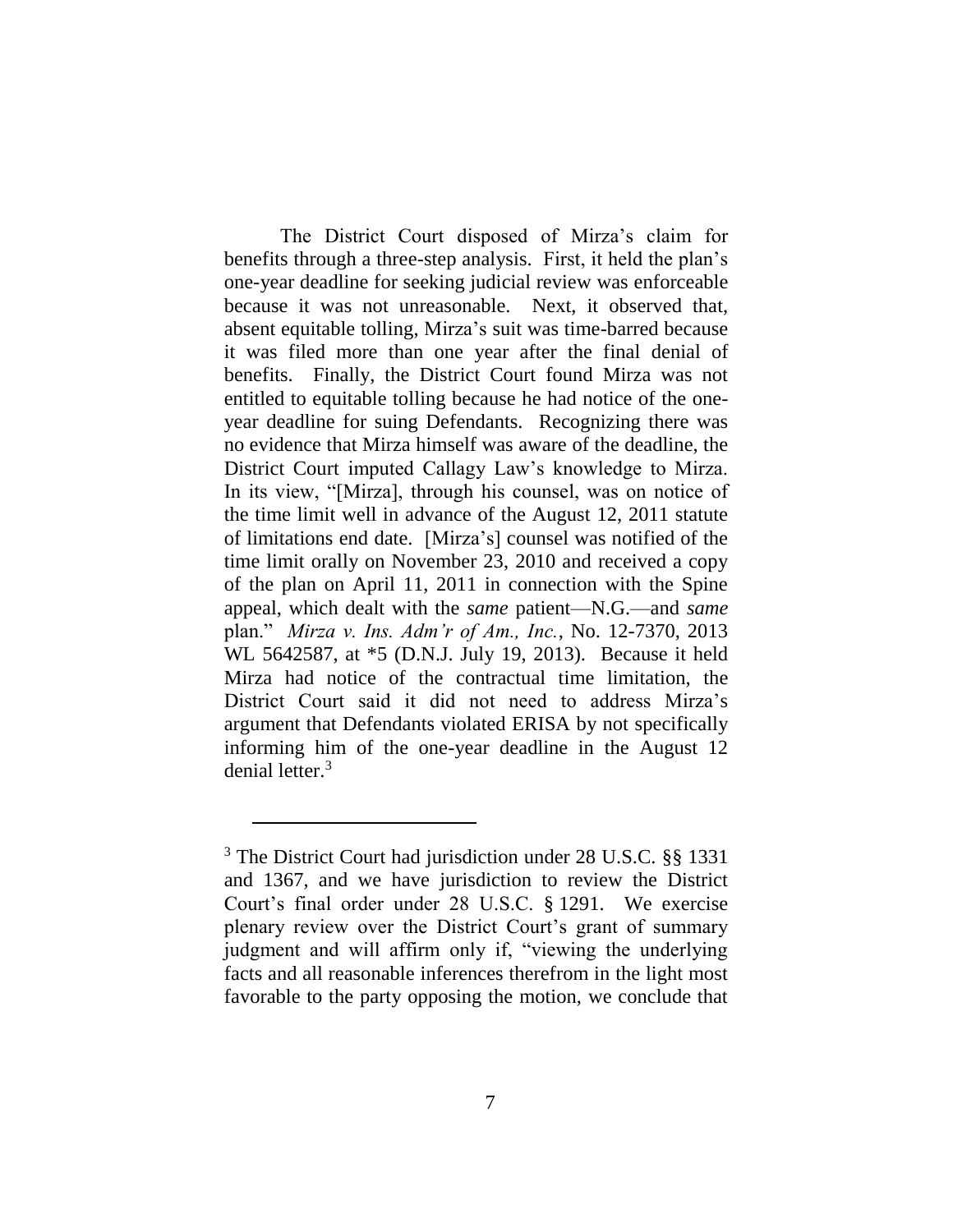The District Court disposed of Mirza's claim for benefits through a three-step analysis. First, it held the plan's one-year deadline for seeking judicial review was enforceable because it was not unreasonable. Next, it observed that, absent equitable tolling, Mirza's suit was time-barred because it was filed more than one year after the final denial of benefits. Finally, the District Court found Mirza was not entitled to equitable tolling because he had notice of the one-year deadline for suing Defendants. Recognizing there was no evidence that Mirza himself was aware of the deadline, the District Court imputed Callagy Law's knowledge to Mirza. In its view, "[Mirza], through his counsel, was on notice of the time limit well in advance of the August 12, 2011 statute of limitations end date. [Mirza's] counsel was notified of the time limit orally on November 23, 2010 and received a copy of the plan on April 11, 2011 in connection with the Spine appeal, which dealt with the *same* patient—N.G.—and *same* plan." *Mirza v. Ins. Adm'r of Am., Inc.*, No. 12-7370, 2013 WL 5642587, at *5 (D.N.J. July 19, 2013). Because it held Mirza had notice of the contractual time limitation, the District Court said it did not need to address Mirza's argument that Defendants violated ERISA by not specifically informing him of the one-year deadline in the August 12 denial letter.[3]

---

[3] The District Court had jurisdiction under 28 U.S.C. §§ 1331 and 1367, and we have jurisdiction to review the District Court's final order under 28 U.S.C. § 1291. We exercise plenary review over the District Court's grant of summary judgment and will affirm only if, "viewing the underlying facts and all reasonable inferences therefrom in the light most favorable to the party opposing the motion, we conclude that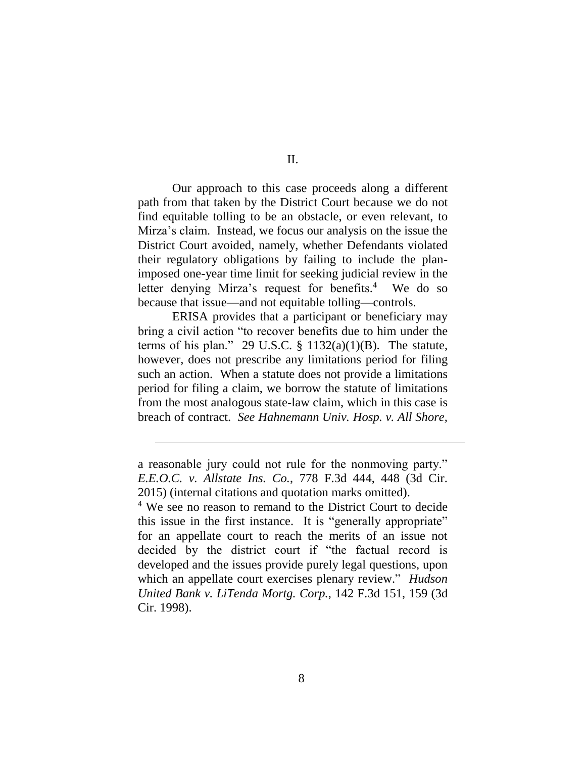## II.

Our approach to this case proceeds along a different path from that taken by the District Court because we do not find equitable tolling to be an obstacle, or even relevant, to Mirza's claim. Instead, we focus our analysis on the issue the District Court avoided, namely, whether Defendants violated their regulatory obligations by failing to include the plan-imposed one-year time limit for seeking judicial review in the letter denying Mirza's request for benefits.[4] We do so because that issue—and not equitable tolling—controls.

ERISA provides that a participant or beneficiary may bring a civil action "to recover benefits due to him under the terms of his plan." 29 U.S.C. § 1132(a)(1)(B). The statute, however, does not prescribe any limitations period for filing such an action. When a statute does not provide a limitations period for filing a claim, we borrow the statute of limitations from the most analogous state-law claim, which in this case is breach of contract. *See Hahnemann Univ. Hosp. v. All Shore,*

---

a reasonable jury could not rule for the nonmoving party." *E.E.O.C. v. Allstate Ins. Co.*, 778 F.3d 444, 448 (3d Cir. 2015) (internal citations and quotation marks omitted).

[4] We see no reason to remand to the District Court to decide this issue in the first instance. It is "generally appropriate" for an appellate court to reach the merits of an issue not decided by the district court if "the factual record is developed and the issues provide purely legal questions, upon which an appellate court exercises plenary review." *Hudson United Bank v. LiTenda Mortg. Corp.*, 142 F.3d 151, 159 (3d Cir. 1998).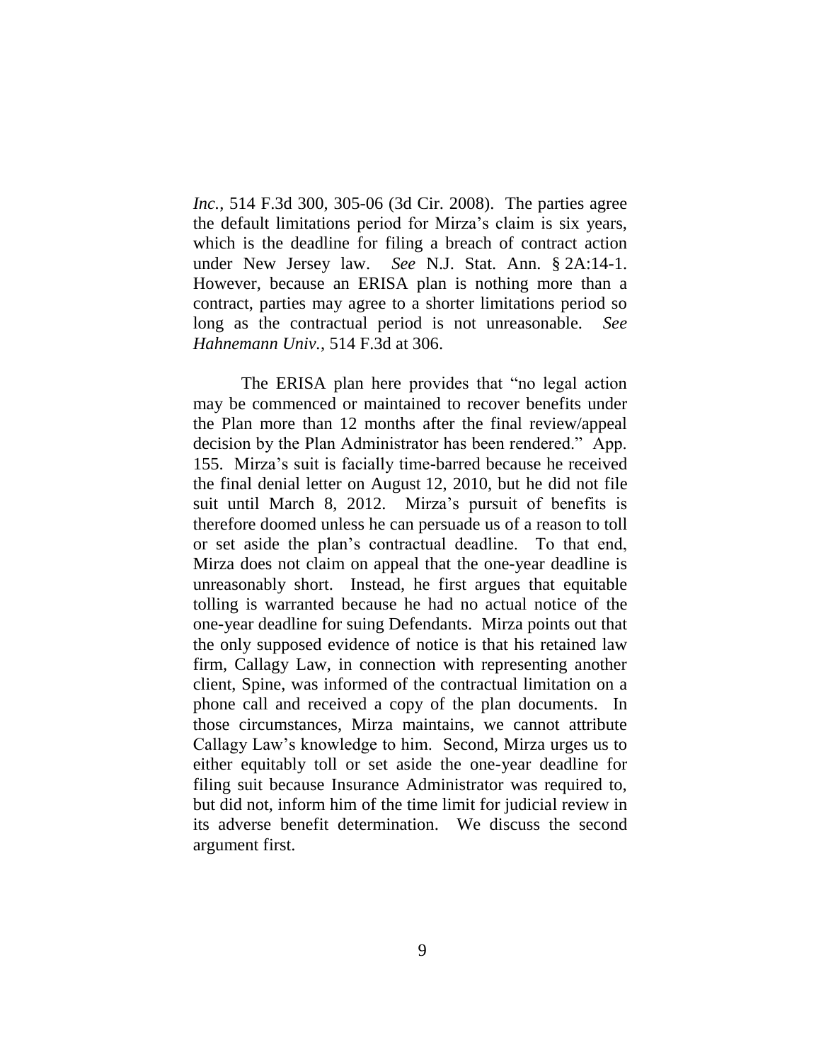*Inc.*, 514 F.3d 300, 305-06 (3d Cir. 2008). The parties agree the default limitations period for Mirza's claim is six years, which is the deadline for filing a breach of contract action under New Jersey law. *See* N.J. Stat. Ann. § 2A:14-1. However, because an ERISA plan is nothing more than a contract, parties may agree to a shorter limitations period so long as the contractual period is not unreasonable. *See Hahnemann Univ.*, 514 F.3d at 306.

The ERISA plan here provides that "no legal action may be commenced or maintained to recover benefits under the Plan more than 12 months after the final review/appeal decision by the Plan Administrator has been rendered." App. 155. Mirza's suit is facially time-barred because he received the final denial letter on August 12, 2010, but he did not file suit until March 8, 2012. Mirza's pursuit of benefits is therefore doomed unless he can persuade us of a reason to toll or set aside the plan's contractual deadline. To that end, Mirza does not claim on appeal that the one-year deadline is unreasonably short. Instead, he first argues that equitable tolling is warranted because he had no actual notice of the one-year deadline for suing Defendants. Mirza points out that the only supposed evidence of notice is that his retained law firm, Callagy Law, in connection with representing another client, Spine, was informed of the contractual limitation on a phone call and received a copy of the plan documents. In those circumstances, Mirza maintains, we cannot attribute Callagy Law's knowledge to him. Second, Mirza urges us to either equitably toll or set aside the one-year deadline for filing suit because Insurance Administrator was required to, but did not, inform him of the time limit for judicial review in its adverse benefit determination. We discuss the second argument first.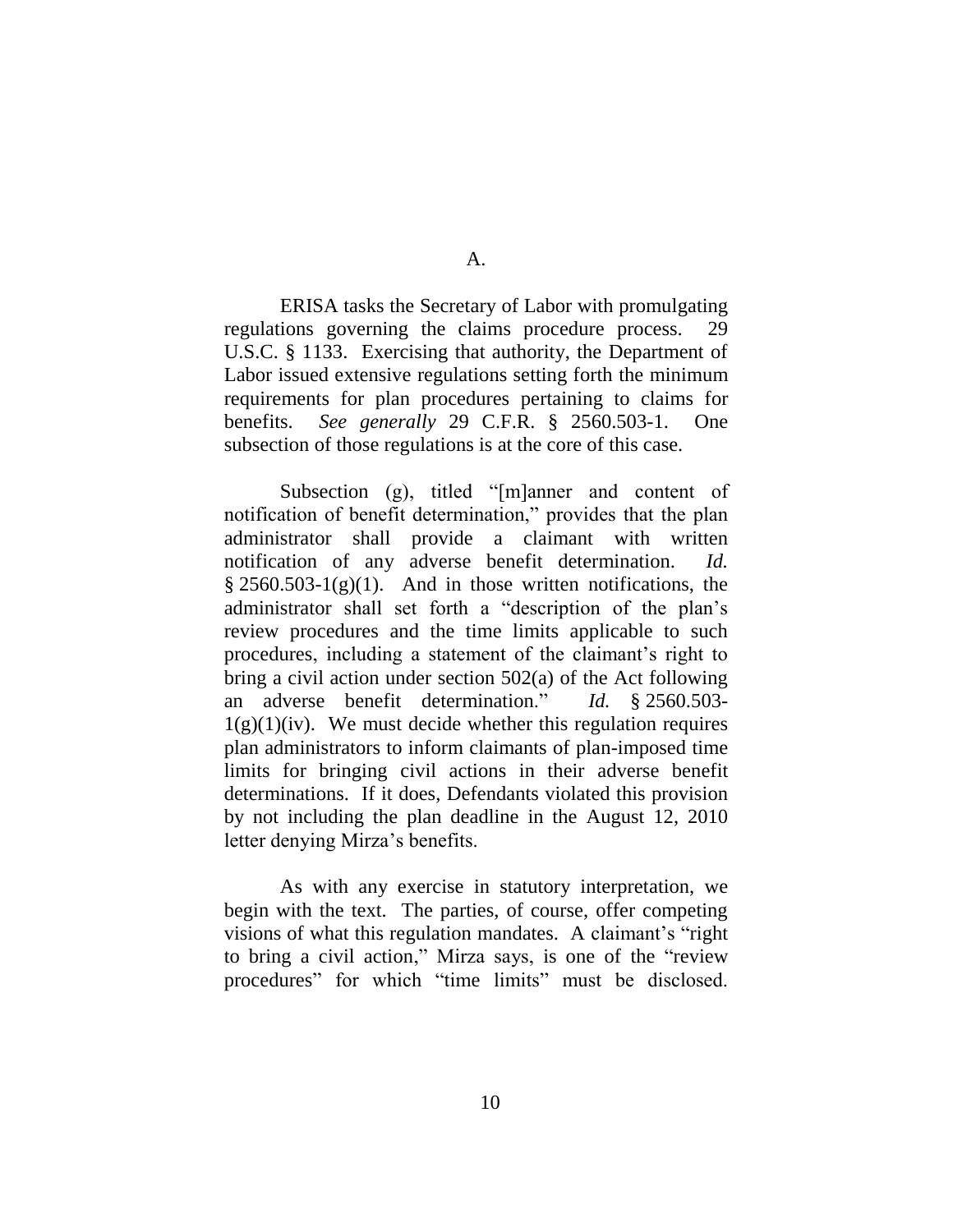## A.

ERISA tasks the Secretary of Labor with promulgating regulations governing the claims procedure process. 29 U.S.C. § 1133. Exercising that authority, the Department of Labor issued extensive regulations setting forth the minimum requirements for plan procedures pertaining to claims for benefits. *See generally* 29 C.F.R. § 2560.503-1. One subsection of those regulations is at the core of this case.

Subsection (g), titled "[m]anner and content of notification of benefit determination," provides that the plan administrator shall provide a claimant with written notification of any adverse benefit determination. *Id.* § 2560.503-1(g)(1). And in those written notifications, the administrator shall set forth a "description of the plan's review procedures and the time limits applicable to such procedures, including a statement of the claimant's right to bring a civil action under section 502(a) of the Act following an adverse benefit determination." *Id.* § 2560.503-1(g)(1)(iv). We must decide whether this regulation requires plan administrators to inform claimants of plan-imposed time limits for bringing civil actions in their adverse benefit determinations. If it does, Defendants violated this provision by not including the plan deadline in the August 12, 2010 letter denying Mirza's benefits.

As with any exercise in statutory interpretation, we begin with the text. The parties, of course, offer competing visions of what this regulation mandates. A claimant's "right to bring a civil action," Mirza says, is one of the "review procedures" for which "time limits" must be disclosed.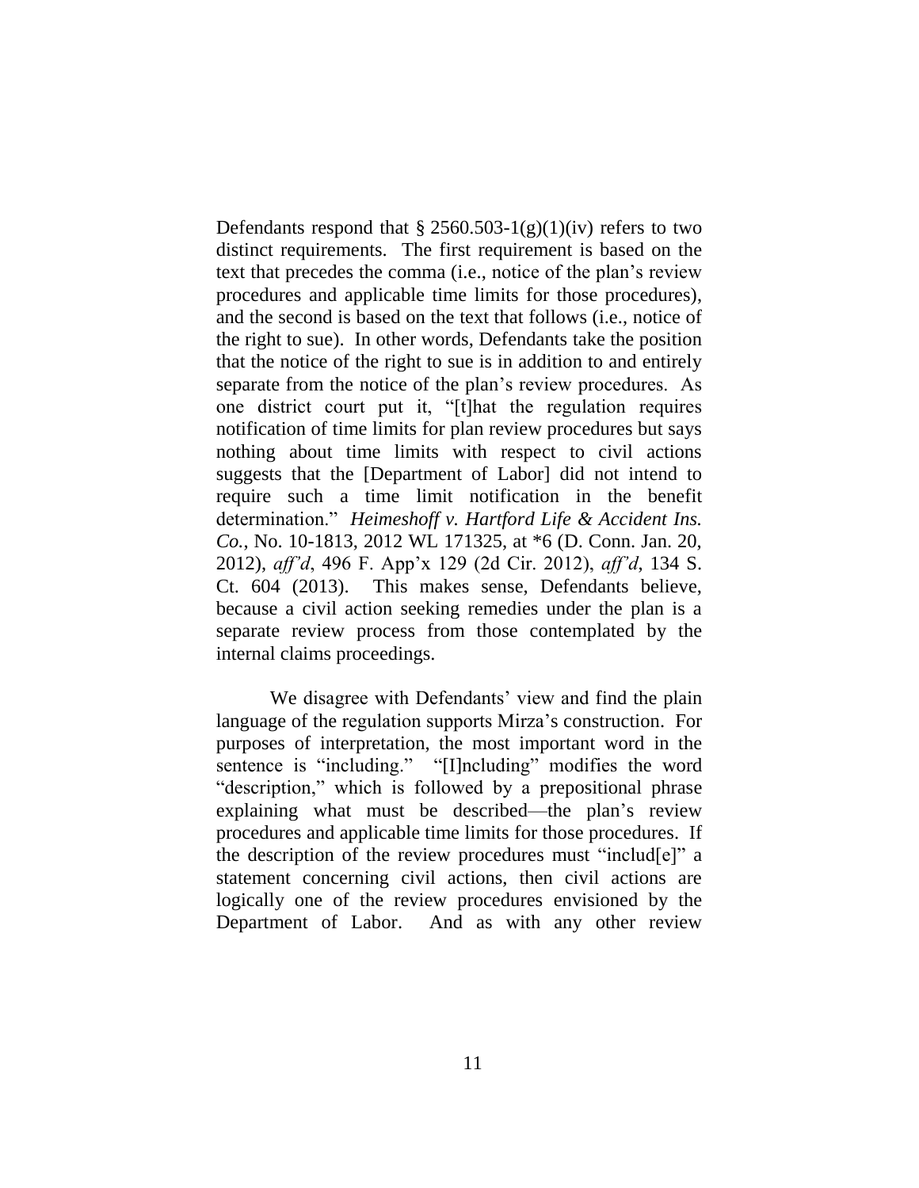Defendants respond that § 2560.503-1(g)(1)(iv) refers to two distinct requirements. The first requirement is based on the text that precedes the comma (i.e., notice of the plan's review procedures and applicable time limits for those procedures), and the second is based on the text that follows (i.e., notice of the right to sue). In other words, Defendants take the position that the notice of the right to sue is in addition to and entirely separate from the notice of the plan's review procedures. As one district court put it, "[t]hat the regulation requires notification of time limits for plan review procedures but says nothing about time limits with respect to civil actions suggests that the [Department of Labor] did not intend to require such a time limit notification in the benefit determination." *Heimeshoff v. Hartford Life & Accident Ins. Co.*, No. 10-1813, 2012 WL 171325, at *6 (D. Conn. Jan. 20, 2012), *aff'd*, 496 F. App'x 129 (2d Cir. 2012), *aff'd*, 134 S. Ct. 604 (2013). This makes sense, Defendants believe, because a civil action seeking remedies under the plan is a separate review process from those contemplated by the internal claims proceedings.

We disagree with Defendants' view and find the plain language of the regulation supports Mirza's construction. For purposes of interpretation, the most important word in the sentence is "including." "[I]ncluding" modifies the word "description," which is followed by a prepositional phrase explaining what must be described—the plan's review procedures and applicable time limits for those procedures. If the description of the review procedures must "includ[e]" a statement concerning civil actions, then civil actions are logically one of the review procedures envisioned by the Department of Labor. And as with any other review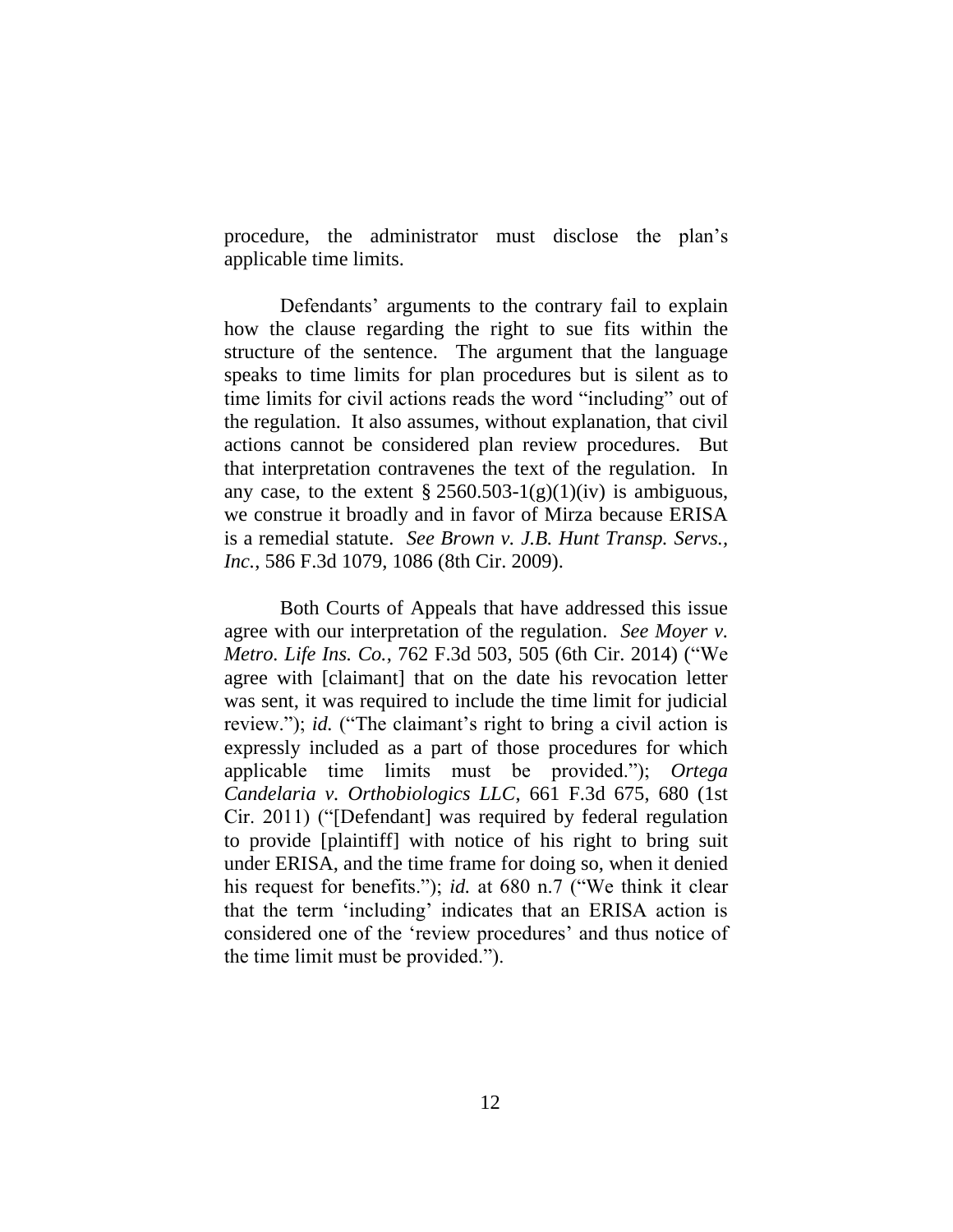procedure, the administrator must disclose the plan's applicable time limits.

Defendants' arguments to the contrary fail to explain how the clause regarding the right to sue fits within the structure of the sentence. The argument that the language speaks to time limits for plan procedures but is silent as to time limits for civil actions reads the word "including" out of the regulation. It also assumes, without explanation, that civil actions cannot be considered plan review procedures. But that interpretation contravenes the text of the regulation. In any case, to the extent § 2560.503-1(g)(1)(iv) is ambiguous, we construe it broadly and in favor of Mirza because ERISA is a remedial statute. *See Brown v. J.B. Hunt Transp. Servs., Inc.*, 586 F.3d 1079, 1086 (8th Cir. 2009).

Both Courts of Appeals that have addressed this issue agree with our interpretation of the regulation. *See Moyer v. Metro. Life Ins. Co.*, 762 F.3d 503, 505 (6th Cir. 2014) ("We agree with [claimant] that on the date his revocation letter was sent, it was required to include the time limit for judicial review."); *id.* ("The claimant's right to bring a civil action is expressly included as a part of those procedures for which applicable time limits must be provided."); *Ortega Candelaria v. Orthobiologics LLC*, 661 F.3d 675, 680 (1st Cir. 2011) ("[Defendant] was required by federal regulation to provide [plaintiff] with notice of his right to bring suit under ERISA, and the time frame for doing so, when it denied his request for benefits."); *id.* at 680 n.7 ("We think it clear that the term 'including' indicates that an ERISA action is considered one of the 'review procedures' and thus notice of the time limit must be provided.").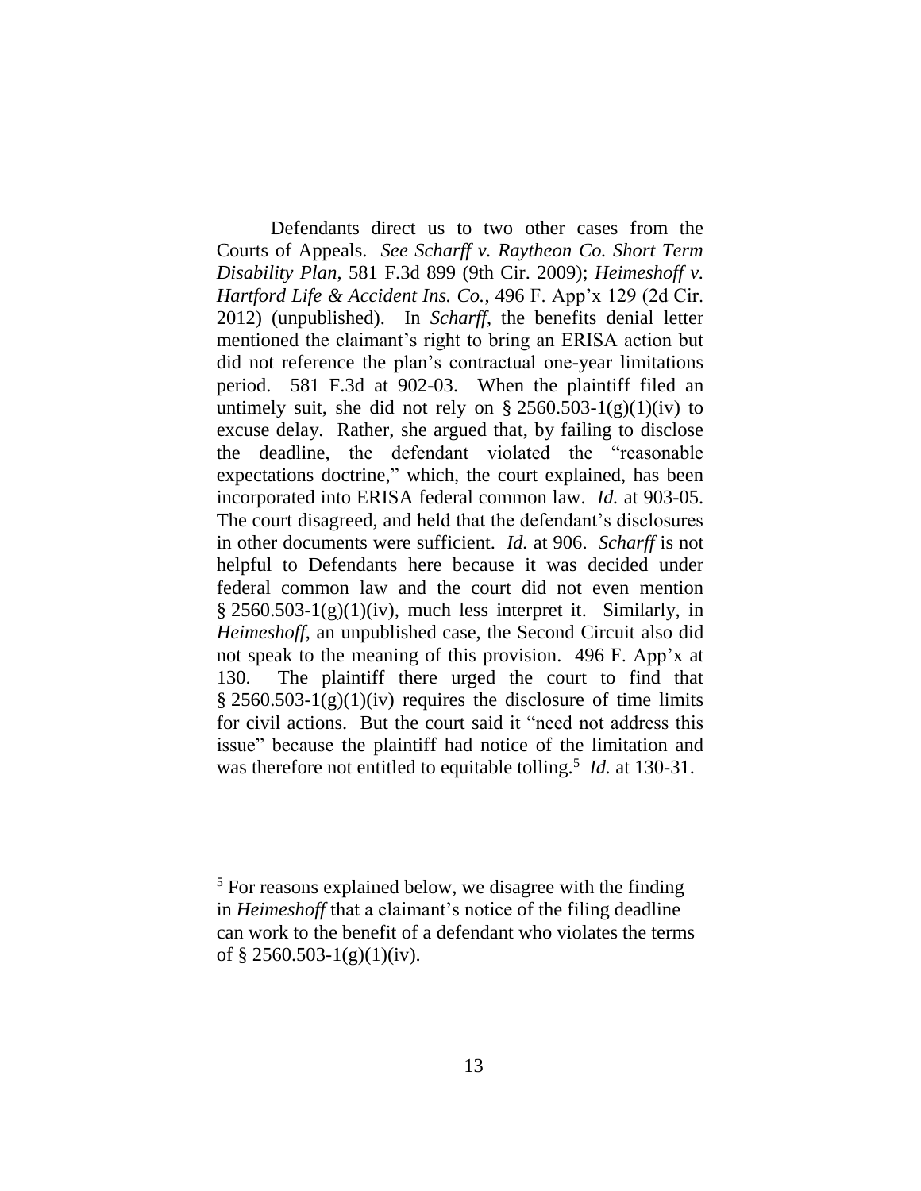Defendants direct us to two other cases from the Courts of Appeals. *See Scharff v. Raytheon Co. Short Term Disability Plan*, 581 F.3d 899 (9th Cir. 2009); *Heimeshoff v. Hartford Life & Accident Ins. Co.*, 496 F. App'x 129 (2d Cir. 2012) (unpublished). In *Scharff*, the benefits denial letter mentioned the claimant's right to bring an ERISA action but did not reference the plan's contractual one-year limitations period. 581 F.3d at 902-03. When the plaintiff filed an untimely suit, she did not rely on § 2560.503-1(g)(1)(iv) to excuse delay. Rather, she argued that, by failing to disclose the deadline, the defendant violated the "reasonable expectations doctrine," which, the court explained, has been incorporated into ERISA federal common law. *Id.* at 903-05. The court disagreed, and held that the defendant's disclosures in other documents were sufficient. *Id.* at 906. *Scharff* is not helpful to Defendants here because it was decided under federal common law and the court did not even mention § 2560.503-1(g)(1)(iv), much less interpret it. Similarly, in *Heimeshoff*, an unpublished case, the Second Circuit also did not speak to the meaning of this provision. 496 F. App'x at 130. The plaintiff there urged the court to find that § 2560.503-1(g)(1)(iv) requires the disclosure of time limits for civil actions. But the court said it "need not address this issue" because the plaintiff had notice of the limitation and was therefore not entitled to equitable tolling.[5] *Id.* at 130-31.

---

[5] For reasons explained below, we disagree with the finding in *Heimeshoff* that a claimant's notice of the filing deadline can work to the benefit of a defendant who violates the terms of § 2560.503-1(g)(1)(iv).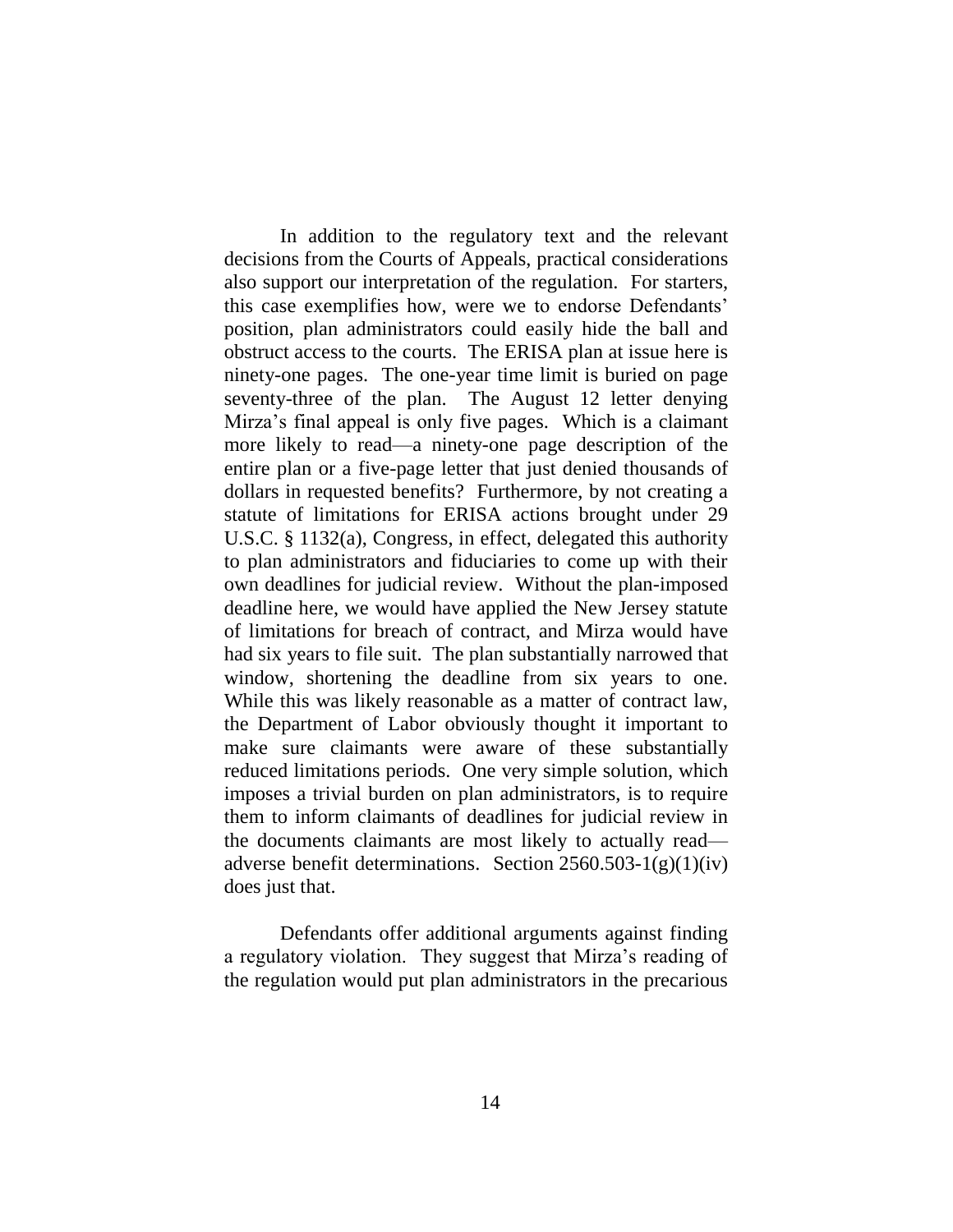In addition to the regulatory text and the relevant decisions from the Courts of Appeals, practical considerations also support our interpretation of the regulation. For starters, this case exemplifies how, were we to endorse Defendants' position, plan administrators could easily hide the ball and obstruct access to the courts. The ERISA plan at issue here is ninety-one pages. The one-year time limit is buried on page seventy-three of the plan. The August 12 letter denying Mirza's final appeal is only five pages. Which is a claimant more likely to read—a ninety-one page description of the entire plan or a five-page letter that just denied thousands of dollars in requested benefits? Furthermore, by not creating a statute of limitations for ERISA actions brought under 29 U.S.C. § 1132(a), Congress, in effect, delegated this authority to plan administrators and fiduciaries to come up with their own deadlines for judicial review. Without the plan-imposed deadline here, we would have applied the New Jersey statute of limitations for breach of contract, and Mirza would have had six years to file suit. The plan substantially narrowed that window, shortening the deadline from six years to one. While this was likely reasonable as a matter of contract law, the Department of Labor obviously thought it important to make sure claimants were aware of these substantially reduced limitations periods. One very simple solution, which imposes a trivial burden on plan administrators, is to require them to inform claimants of deadlines for judicial review in the documents claimants are most likely to actually read—adverse benefit determinations. Section 2560.503-1(g)(1)(iv) does just that.

Defendants offer additional arguments against finding a regulatory violation. They suggest that Mirza's reading of the regulation would put plan administrators in the precarious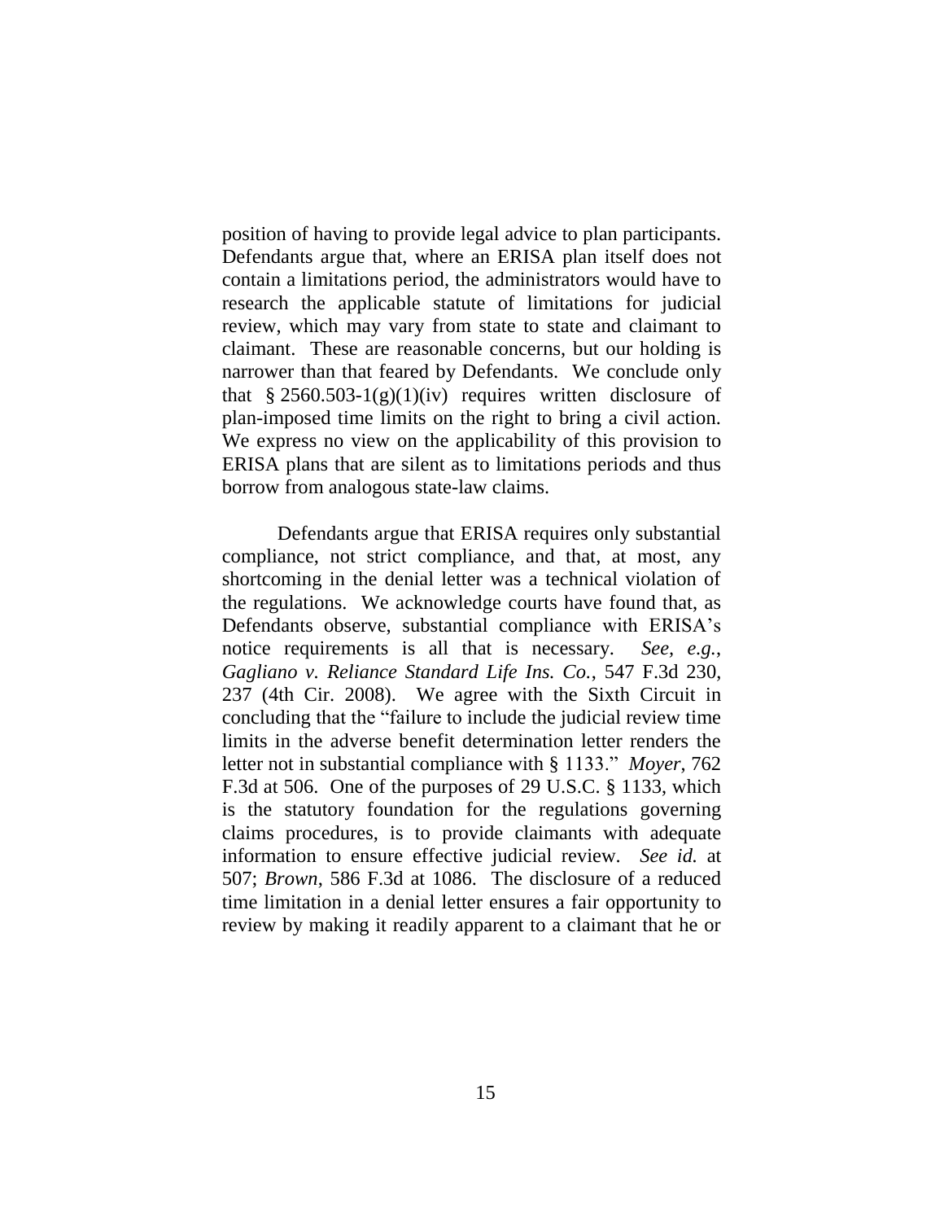position of having to provide legal advice to plan participants. Defendants argue that, where an ERISA plan itself does not contain a limitations period, the administrators would have to research the applicable statute of limitations for judicial review, which may vary from state to state and claimant to claimant. These are reasonable concerns, but our holding is narrower than that feared by Defendants. We conclude only that § 2560.503-1(g)(1)(iv) requires written disclosure of plan-imposed time limits on the right to bring a civil action. We express no view on the applicability of this provision to ERISA plans that are silent as to limitations periods and thus borrow from analogous state-law claims.

Defendants argue that ERISA requires only substantial compliance, not strict compliance, and that, at most, any shortcoming in the denial letter was a technical violation of the regulations. We acknowledge courts have found that, as Defendants observe, substantial compliance with ERISA's notice requirements is all that is necessary. *See, e.g.*, *Gagliano v. Reliance Standard Life Ins. Co.*, 547 F.3d 230, 237 (4th Cir. 2008). We agree with the Sixth Circuit in concluding that the "failure to include the judicial review time limits in the adverse benefit determination letter renders the letter not in substantial compliance with § 1133." *Moyer*, 762 F.3d at 506. One of the purposes of 29 U.S.C. § 1133, which is the statutory foundation for the regulations governing claims procedures, is to provide claimants with adequate information to ensure effective judicial review. *See id.* at 507; *Brown*, 586 F.3d at 1086. The disclosure of a reduced time limitation in a denial letter ensures a fair opportunity to review by making it readily apparent to a claimant that he or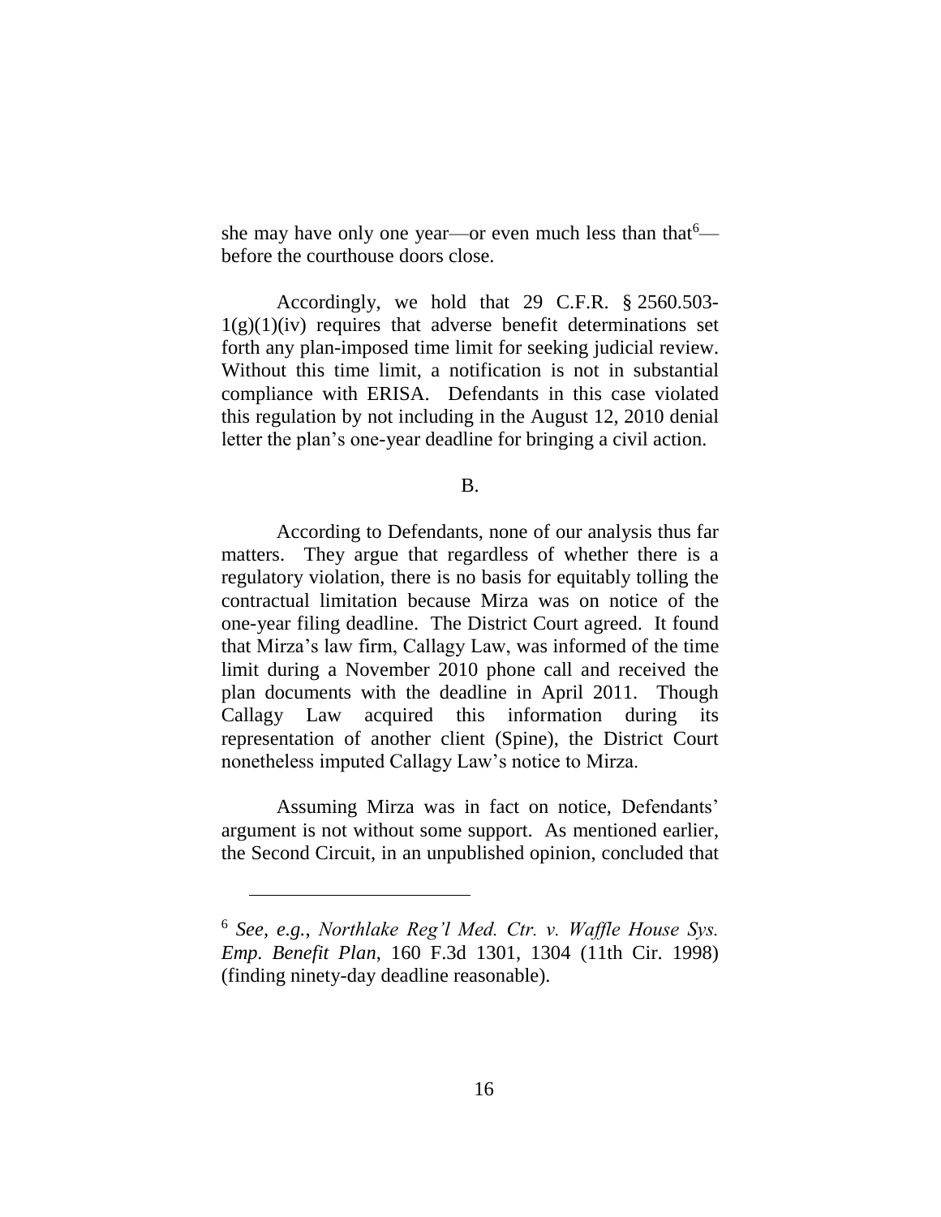she may have only one year—or even much less than that[6]—before the courthouse doors close.

Accordingly, we hold that 29 C.F.R. § 2560.503-1(g)(1)(iv) requires that adverse benefit determinations set forth any plan-imposed time limit for seeking judicial review. Without this time limit, a notification is not in substantial compliance with ERISA. Defendants in this case violated this regulation by not including in the August 12, 2010 denial letter the plan's one-year deadline for bringing a civil action.

B.

According to Defendants, none of our analysis thus far matters. They argue that regardless of whether there is a regulatory violation, there is no basis for equitably tolling the contractual limitation because Mirza was on notice of the one-year filing deadline. The District Court agreed. It found that Mirza's law firm, Callagy Law, was informed of the time limit during a November 2010 phone call and received the plan documents with the deadline in April 2011. Though Callagy Law acquired this information during its representation of another client (Spine), the District Court nonetheless imputed Callagy Law's notice to Mirza.

Assuming Mirza was in fact on notice, Defendants' argument is not without some support. As mentioned earlier, the Second Circuit, in an unpublished opinion, concluded that

[6] *See, e.g.*, *Northlake Reg'l Med. Ctr. v. Waffle House Sys. Emp. Benefit Plan*, 160 F.3d 1301, 1304 (11th Cir. 1998) (finding ninety-day deadline reasonable).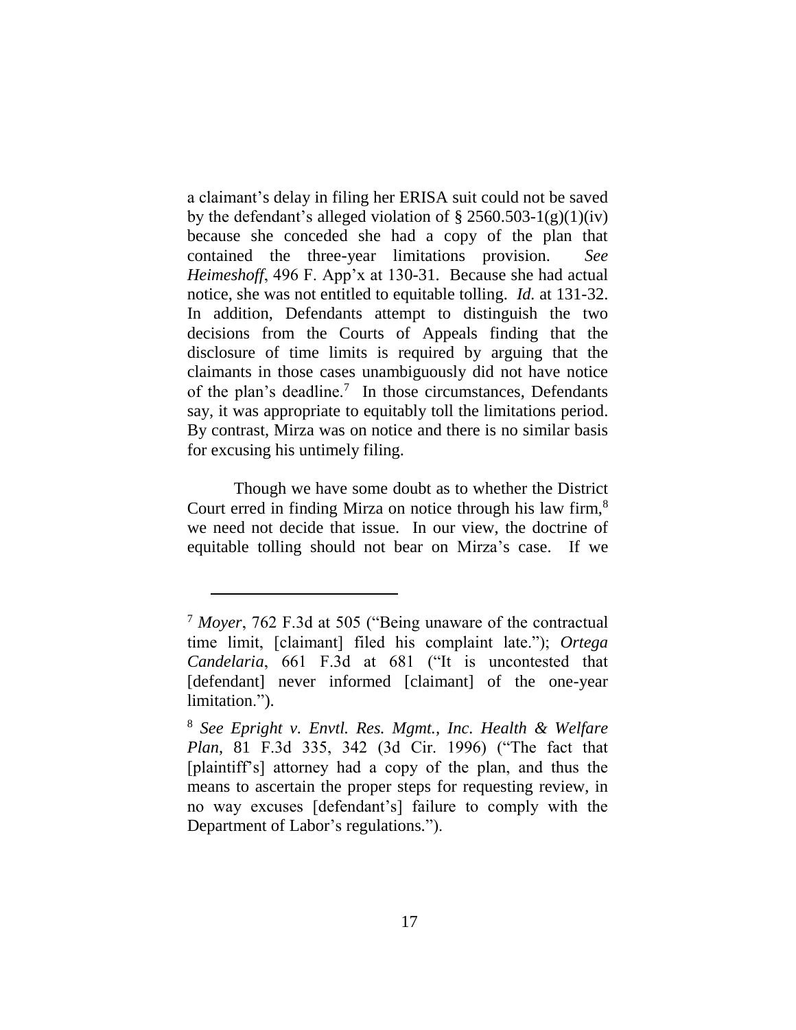a claimant's delay in filing her ERISA suit could not be saved by the defendant's alleged violation of § 2560.503-1(g)(1)(iv) because she conceded she had a copy of the plan that contained the three-year limitations provision. *See Heimeshoff*, 496 F. App'x at 130-31. Because she had actual notice, she was not entitled to equitable tolling. *Id.* at 131-32. In addition, Defendants attempt to distinguish the two decisions from the Courts of Appeals finding that the disclosure of time limits is required by arguing that the claimants in those cases unambiguously did not have notice of the plan's deadline.[7] In those circumstances, Defendants say, it was appropriate to equitably toll the limitations period. By contrast, Mirza was on notice and there is no similar basis for excusing his untimely filing.

Though we have some doubt as to whether the District Court erred in finding Mirza on notice through his law firm,[8] we need not decide that issue. In our view, the doctrine of equitable tolling should not bear on Mirza's case. If we

---

[7] *Moyer*, 762 F.3d at 505 ("Being unaware of the contractual time limit, [claimant] filed his complaint late."); *Ortega Candelaria*, 661 F.3d at 681 ("It is uncontested that [defendant] never informed [claimant] of the one-year limitation.").

[8] *See Epright v. Envtl. Res. Mgmt., Inc. Health & Welfare Plan*, 81 F.3d 335, 342 (3d Cir. 1996) ("The fact that [plaintiff's] attorney had a copy of the plan, and thus the means to ascertain the proper steps for requesting review, in no way excuses [defendant's] failure to comply with the Department of Labor's regulations.").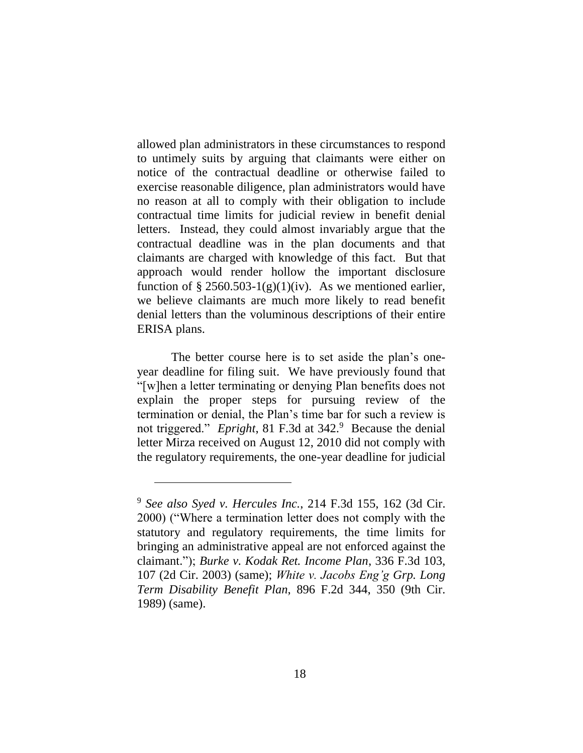allowed plan administrators in these circumstances to respond to untimely suits by arguing that claimants were either on notice of the contractual deadline or otherwise failed to exercise reasonable diligence, plan administrators would have no reason at all to comply with their obligation to include contractual time limits for judicial review in benefit denial letters. Instead, they could almost invariably argue that the contractual deadline was in the plan documents and that claimants are charged with knowledge of this fact. But that approach would render hollow the important disclosure function of § 2560.503-1(g)(1)(iv). As we mentioned earlier, we believe claimants are much more likely to read benefit denial letters than the voluminous descriptions of their entire ERISA plans.

The better course here is to set aside the plan's one-year deadline for filing suit. We have previously found that "[w]hen a letter terminating or denying Plan benefits does not explain the proper steps for pursuing review of the termination or denial, the Plan's time bar for such a review is not triggered." *Epright*, 81 F.3d at 342.[9] Because the denial letter Mirza received on August 12, 2010 did not comply with the regulatory requirements, the one-year deadline for judicial

---

[9] *See also Syed v. Hercules Inc.*, 214 F.3d 155, 162 (3d Cir. 2000) ("Where a termination letter does not comply with the statutory and regulatory requirements, the time limits for bringing an administrative appeal are not enforced against the claimant."); *Burke v. Kodak Ret. Income Plan*, 336 F.3d 103, 107 (2d Cir. 2003) (same); *White v. Jacobs Eng'g Grp. Long Term Disability Benefit Plan*, 896 F.2d 344, 350 (9th Cir. 1989) (same).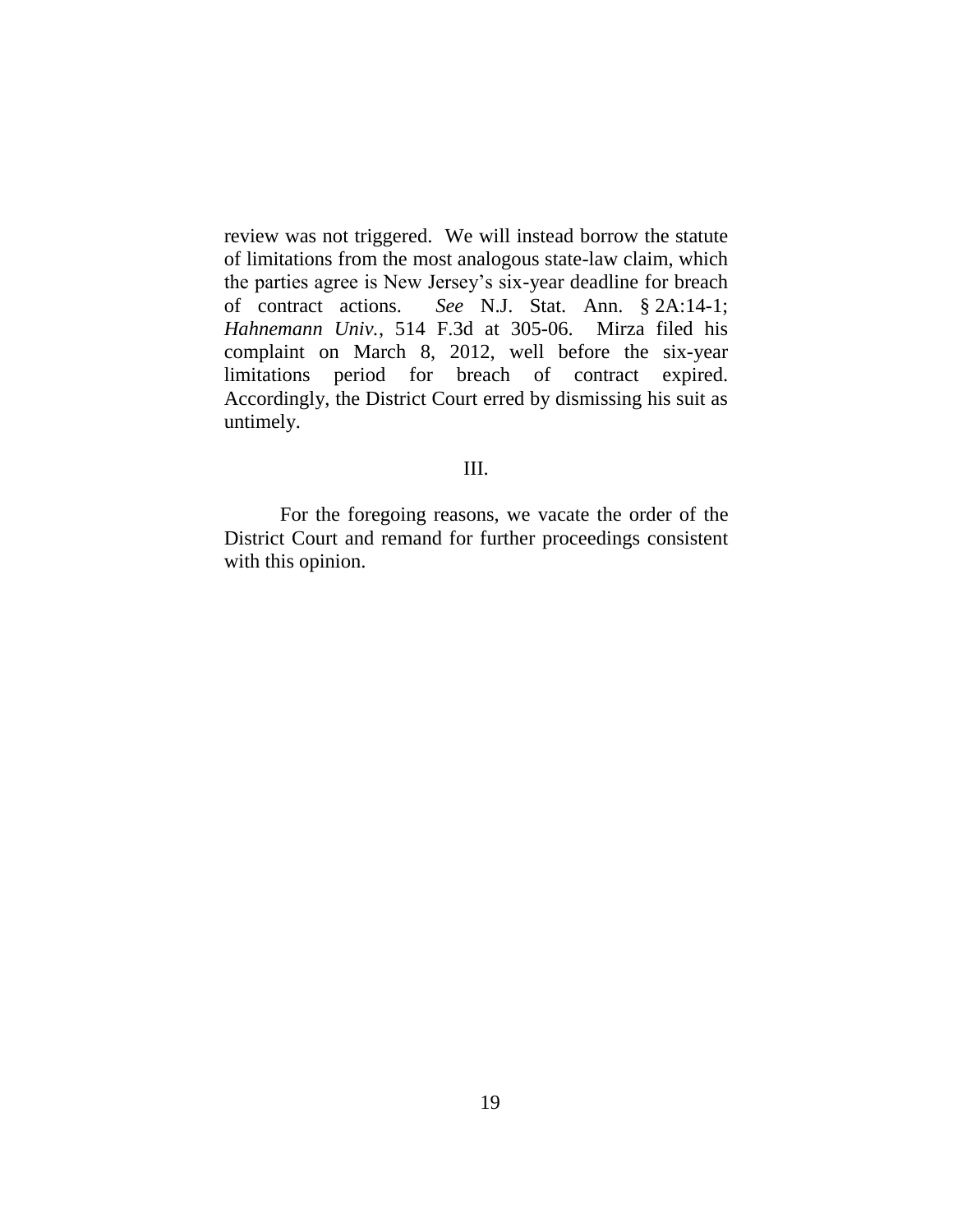review was not triggered. We will instead borrow the statute of limitations from the most analogous state-law claim, which the parties agree is New Jersey's six-year deadline for breach of contract actions. *See* N.J. Stat. Ann. § 2A:14-1; *Hahnemann Univ.*, 514 F.3d at 305-06. Mirza filed his complaint on March 8, 2012, well before the six-year limitations period for breach of contract expired. Accordingly, the District Court erred by dismissing his suit as untimely.

## III.

For the foregoing reasons, we vacate the order of the District Court and remand for further proceedings consistent with this opinion.